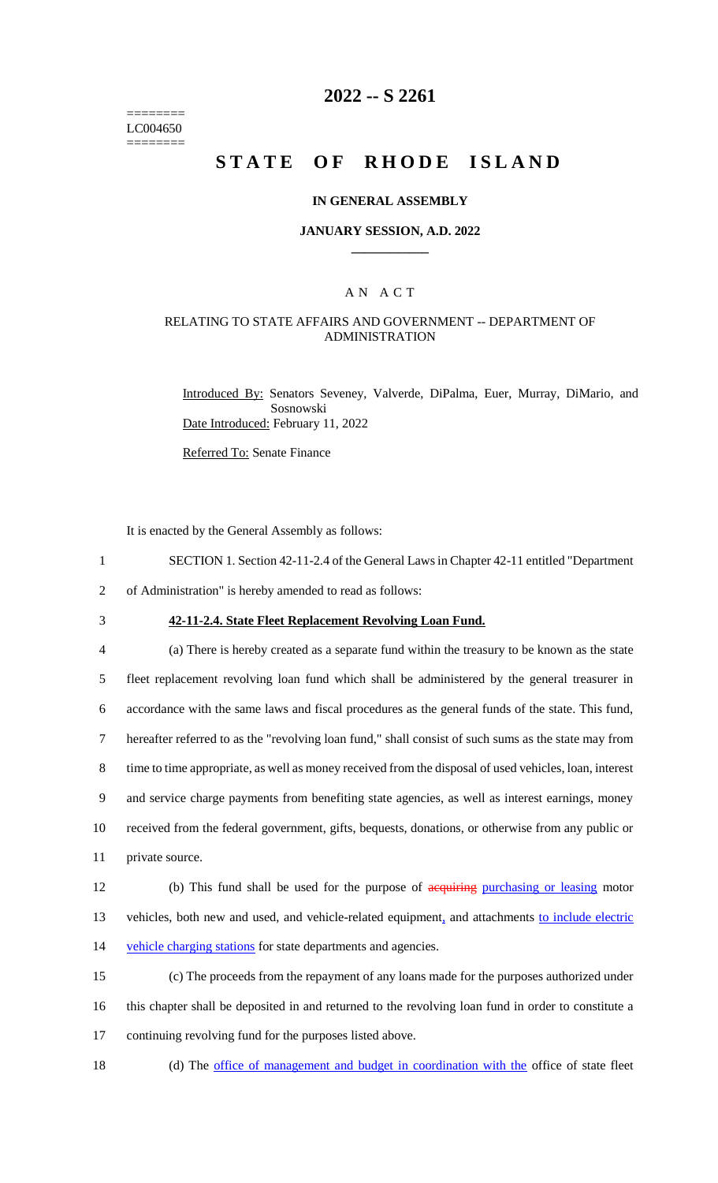========
LC004650
========

# 2022 -- S 2261

# STATE OF RHODE ISLAND

## IN GENERAL ASSEMBLY

### JANUARY SESSION, A.D. 2022

---

## A N A C T

### RELATING TO STATE AFFAIRS AND GOVERNMENT -- DEPARTMENT OF ADMINISTRATION

Introduced By: Senators Seveney, Valverde, DiPalma, Euer, Murray, DiMario, and Sosnowski

Date Introduced: February 11, 2022

Referred To: Senate Finance

It is enacted by the General Assembly as follows:

1 SECTION 1. Section 42-11-2.4 of the General Laws in Chapter 42-11 entitled "Department
2 of Administration" is hereby amended to read as follows:

3 **42-11-2.4. State Fleet Replacement Revolving Loan Fund.**

4 (a) There is hereby created as a separate fund within the treasury to be known as the state
5 fleet replacement revolving loan fund which shall be administered by the general treasurer in
6 accordance with the same laws and fiscal procedures as the general funds of the state. This fund,
7 hereafter referred to as the "revolving loan fund," shall consist of such sums as the state may from
8 time to time appropriate, as well as money received from the disposal of used vehicles, loan, interest
9 and service charge payments from benefiting state agencies, as well as interest earnings, money
10 received from the federal government, gifts, bequests, donations, or otherwise from any public or
11 private source.

12 (b) This fund shall be used for the purpose of ~~acquiring~~ purchasing or leasing motor
13 vehicles, both new and used, and vehicle-related equipment, and attachments to include electric
14 vehicle charging stations for state departments and agencies.

15 (c) The proceeds from the repayment of any loans made for the purposes authorized under
16 this chapter shall be deposited in and returned to the revolving loan fund in order to constitute a
17 continuing revolving fund for the purposes listed above.

18 (d) The office of management and budget in coordination with the office of state fleet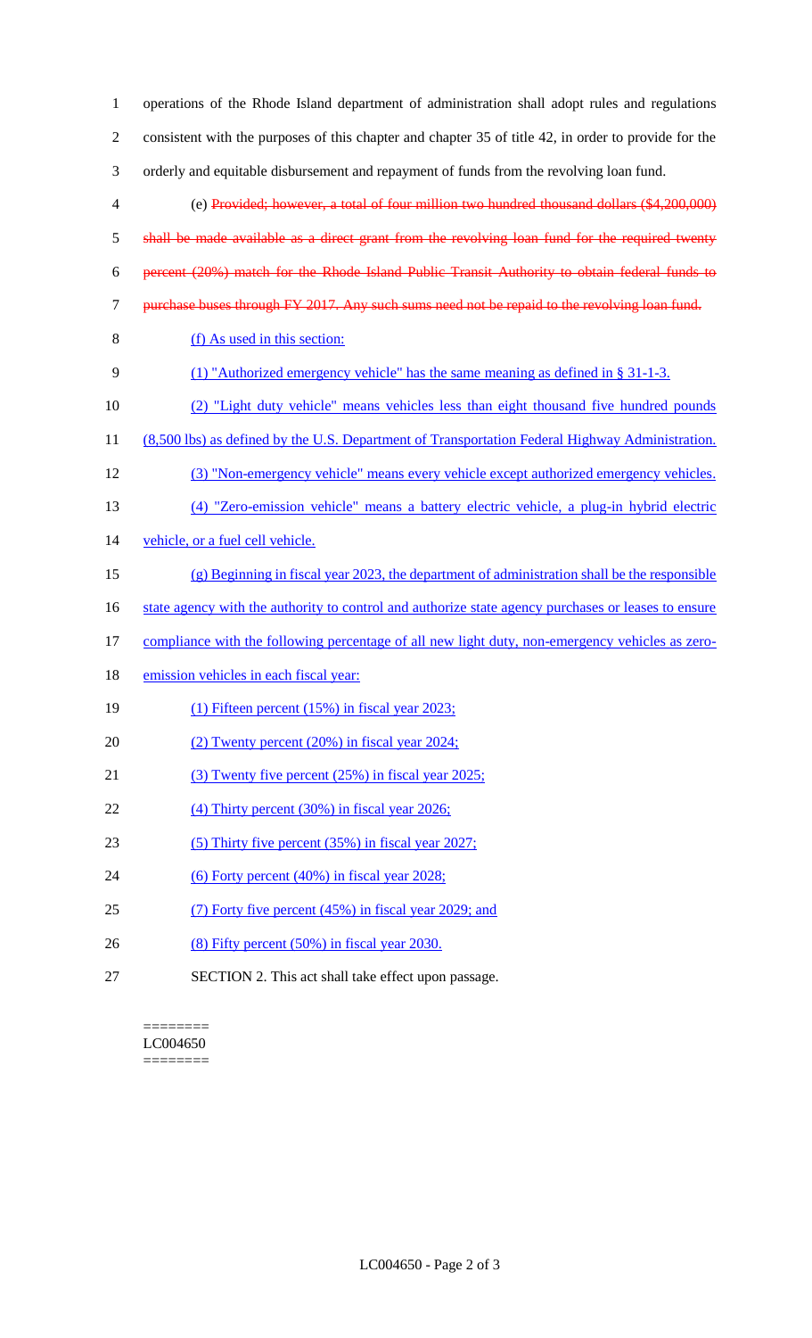operations of the Rhode Island department of administration shall adopt rules and regulations consistent with the purposes of this chapter and chapter 35 of title 42, in order to provide for the orderly and equitable disbursement and repayment of funds from the revolving loan fund.

(e) ~~Provided; however, a total of four million two hundred thousand dollars ($4,200,000) shall be made available as a direct grant from the revolving loan fund for the required twenty percent (20%) match for the Rhode Island Public Transit Authority to obtain federal funds to purchase buses through FY 2017. Any such sums need not be repaid to the revolving loan fund.~~

(f) As used in this section:

(1) "Authorized emergency vehicle" has the same meaning as defined in § 31-1-3.

(2) "Light duty vehicle" means vehicles less than eight thousand five hundred pounds (8,500 lbs) as defined by the U.S. Department of Transportation Federal Highway Administration.

(3) "Non-emergency vehicle" means every vehicle except authorized emergency vehicles.

(4) "Zero-emission vehicle" means a battery electric vehicle, a plug-in hybrid electric vehicle, or a fuel cell vehicle.

(g) Beginning in fiscal year 2023, the department of administration shall be the responsible state agency with the authority to control and authorize state agency purchases or leases to ensure compliance with the following percentage of all new light duty, non-emergency vehicles as zero-emission vehicles in each fiscal year:

(1) Fifteen percent (15%) in fiscal year 2023;

(2) Twenty percent (20%) in fiscal year 2024;

(3) Twenty five percent (25%) in fiscal year 2025;

(4) Thirty percent (30%) in fiscal year 2026;

(5) Thirty five percent (35%) in fiscal year 2027;

(6) Forty percent (40%) in fiscal year 2028;

(7) Forty five percent (45%) in fiscal year 2029; and

(8) Fifty percent (50%) in fiscal year 2030.

SECTION 2. This act shall take effect upon passage.

========
LC004650
========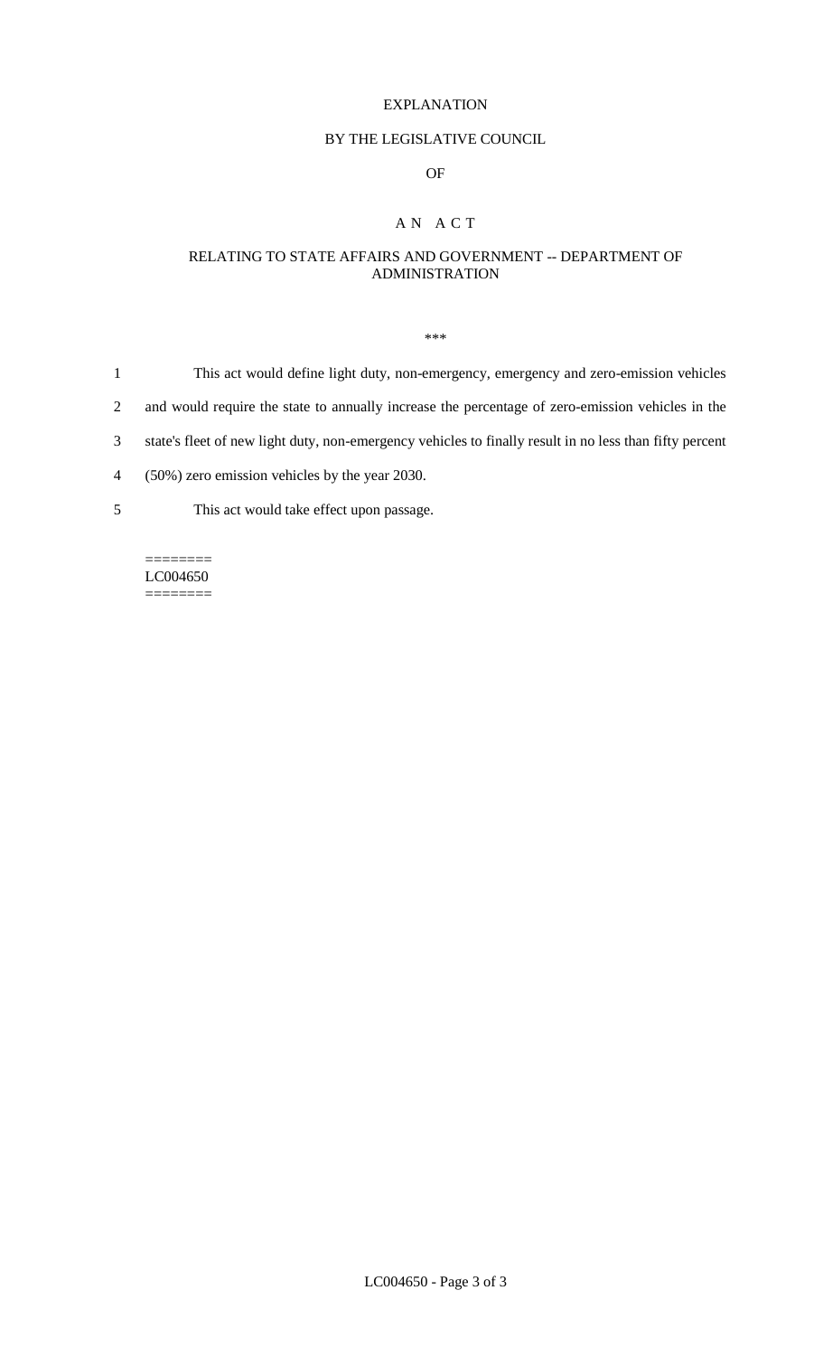EXPLANATION

BY THE LEGISLATIVE COUNCIL

OF

# A N A C T

## RELATING TO STATE AFFAIRS AND GOVERNMENT -- DEPARTMENT OF ADMINISTRATION

***

This act would define light duty, non-emergency, emergency and zero-emission vehicles and would require the state to annually increase the percentage of zero-emission vehicles in the state's fleet of new light duty, non-emergency vehicles to finally result in no less than fifty percent (50%) zero emission vehicles by the year 2030.

This act would take effect upon passage.

========
LC004650
========